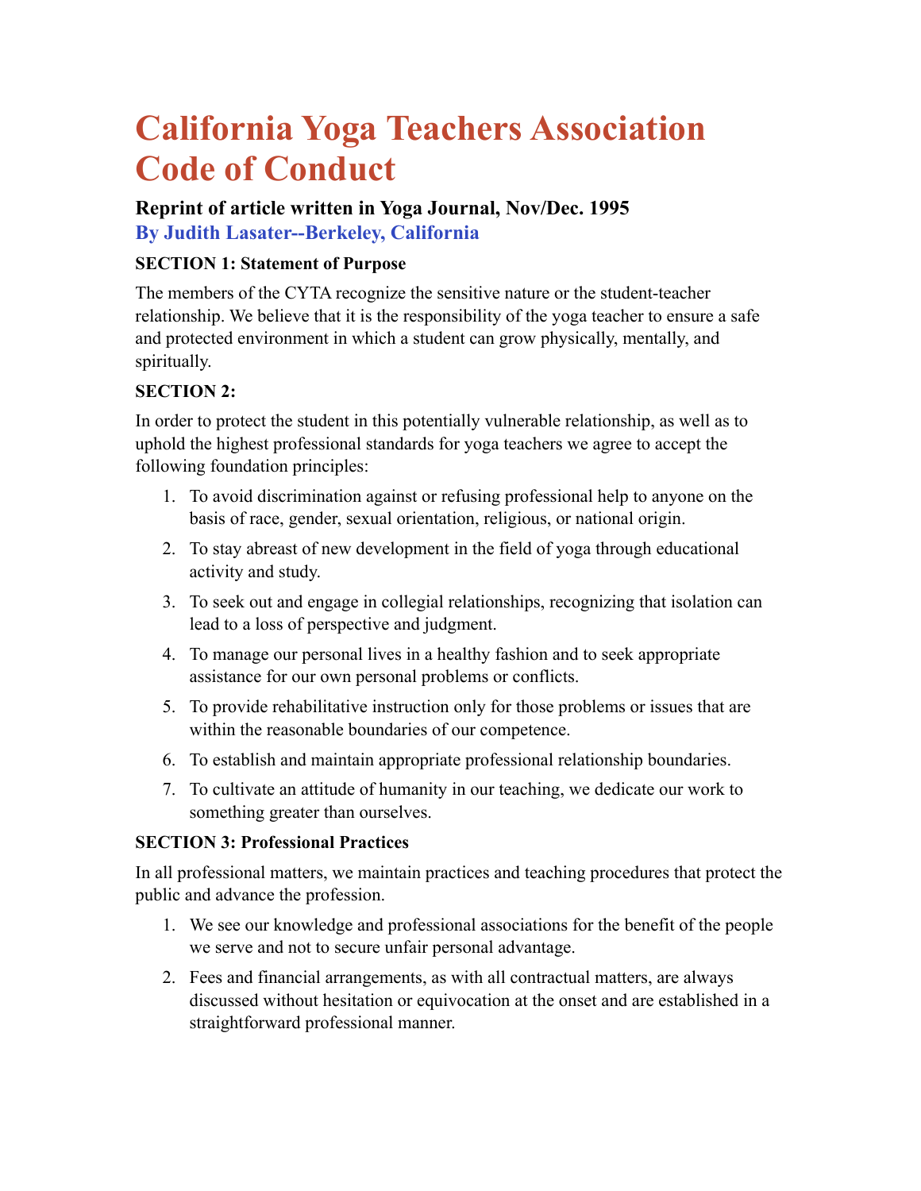# California Yoga Teachers Association Code of Conduct

### Reprint of article written in Yoga Journal, Nov/Dec. 1995

### By Judith Lasater--Berkeley, California

**SECTION 1: Statement of Purpose**

The members of the CYTA recognize the sensitive nature or the student-teacher relationship. We believe that it is the responsibility of the yoga teacher to ensure a safe and protected environment in which a student can grow physically, mentally, and spiritually.

**SECTION 2:**

In order to protect the student in this potentially vulnerable relationship, as well as to uphold the highest professional standards for yoga teachers we agree to accept the following foundation principles:

1. To avoid discrimination against or refusing professional help to anyone on the basis of race, gender, sexual orientation, religious, or national origin.
2. To stay abreast of new development in the field of yoga through educational activity and study.
3. To seek out and engage in collegial relationships, recognizing that isolation can lead to a loss of perspective and judgment.
4. To manage our personal lives in a healthy fashion and to seek appropriate assistance for our own personal problems or conflicts.
5. To provide rehabilitative instruction only for those problems or issues that are within the reasonable boundaries of our competence.
6. To establish and maintain appropriate professional relationship boundaries.
7. To cultivate an attitude of humanity in our teaching, we dedicate our work to something greater than ourselves.

**SECTION 3: Professional Practices**

In all professional matters, we maintain practices and teaching procedures that protect the public and advance the profession.

1. We see our knowledge and professional associations for the benefit of the people we serve and not to secure unfair personal advantage.
2. Fees and financial arrangements, as with all contractual matters, are always discussed without hesitation or equivocation at the onset and are established in a straightforward professional manner.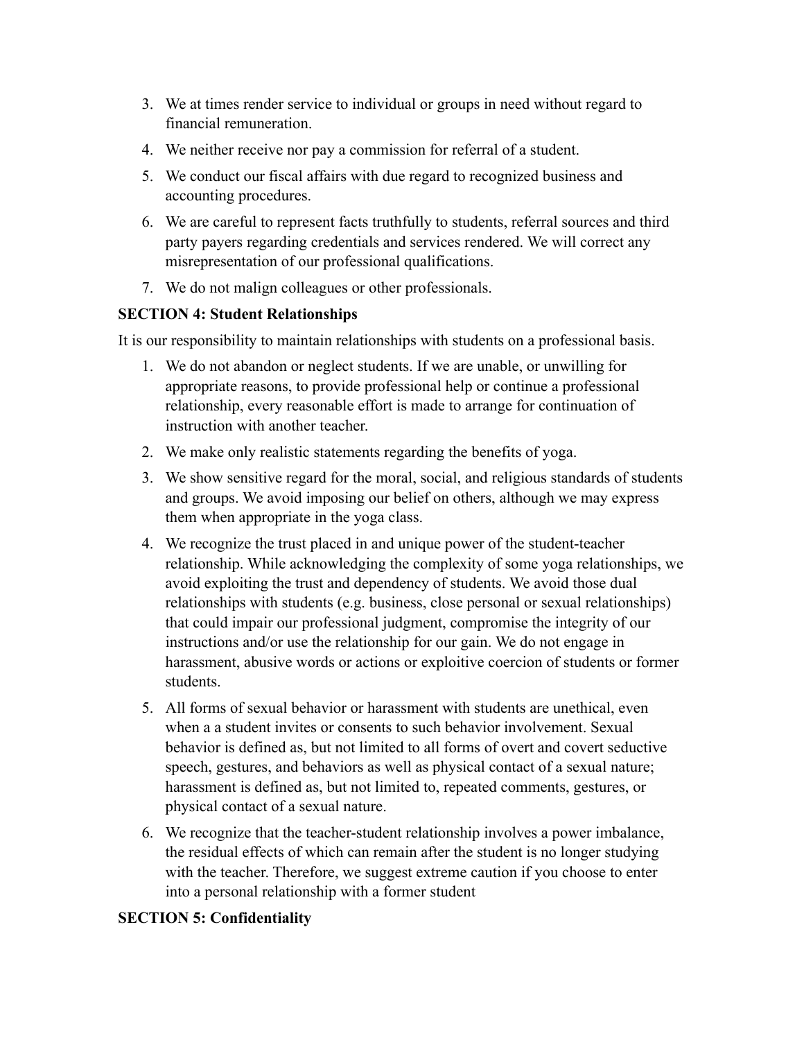3. We at times render service to individual or groups in need without regard to financial remuneration.
4. We neither receive nor pay a commission for referral of a student.
5. We conduct our fiscal affairs with due regard to recognized business and accounting procedures.
6. We are careful to represent facts truthfully to students, referral sources and third party payers regarding credentials and services rendered. We will correct any misrepresentation of our professional qualifications.
7. We do not malign colleagues or other professionals.

**SECTION 4: Student Relationships**

It is our responsibility to maintain relationships with students on a professional basis.

1. We do not abandon or neglect students. If we are unable, or unwilling for appropriate reasons, to provide professional help or continue a professional relationship, every reasonable effort is made to arrange for continuation of instruction with another teacher.
2. We make only realistic statements regarding the benefits of yoga.
3. We show sensitive regard for the moral, social, and religious standards of students and groups. We avoid imposing our belief on others, although we may express them when appropriate in the yoga class.
4. We recognize the trust placed in and unique power of the student-teacher relationship. While acknowledging the complexity of some yoga relationships, we avoid exploiting the trust and dependency of students. We avoid those dual relationships with students (e.g. business, close personal or sexual relationships) that could impair our professional judgment, compromise the integrity of our instructions and/or use the relationship for our gain. We do not engage in harassment, abusive words or actions or exploitive coercion of students or former students.
5. All forms of sexual behavior or harassment with students are unethical, even when a a student invites or consents to such behavior involvement. Sexual behavior is defined as, but not limited to all forms of overt and covert seductive speech, gestures, and behaviors as well as physical contact of a sexual nature; harassment is defined as, but not limited to, repeated comments, gestures, or physical contact of a sexual nature.
6. We recognize that the teacher-student relationship involves a power imbalance, the residual effects of which can remain after the student is no longer studying with the teacher. Therefore, we suggest extreme caution if you choose to enter into a personal relationship with a former student

**SECTION 5: Confidentiality**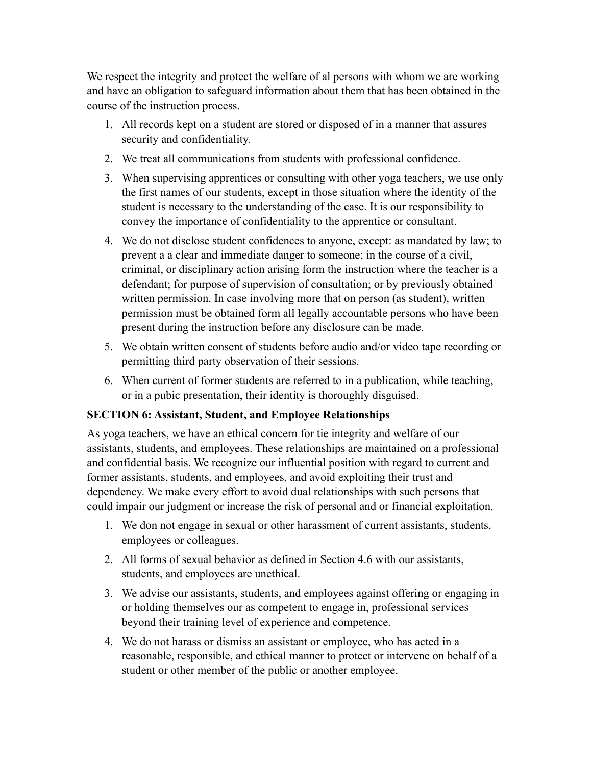We respect the integrity and protect the welfare of al persons with whom we are working and have an obligation to safeguard information about them that has been obtained in the course of the instruction process.

1. All records kept on a student are stored or disposed of in a manner that assures security and confidentiality.
2. We treat all communications from students with professional confidence.
3. When supervising apprentices or consulting with other yoga teachers, we use only the first names of our students, except in those situation where the identity of the student is necessary to the understanding of the case. It is our responsibility to convey the importance of confidentiality to the apprentice or consultant.
4. We do not disclose student confidences to anyone, except: as mandated by law; to prevent a a clear and immediate danger to someone; in the course of a civil, criminal, or disciplinary action arising form the instruction where the teacher is a defendant; for purpose of supervision of consultation; or by previously obtained written permission. In case involving more that on person (as student), written permission must be obtained form all legally accountable persons who have been present during the instruction before any disclosure can be made.
5. We obtain written consent of students before audio and/or video tape recording or permitting third party observation of their sessions.
6. When current of former students are referred to in a publication, while teaching, or in a pubic presentation, their identity is thoroughly disguised.

**SECTION 6: Assistant, Student, and Employee Relationships**

As yoga teachers, we have an ethical concern for tie integrity and welfare of our assistants, students, and employees. These relationships are maintained on a professional and confidential basis. We recognize our influential position with regard to current and former assistants, students, and employees, and avoid exploiting their trust and dependency. We make every effort to avoid dual relationships with such persons that could impair our judgment or increase the risk of personal and or financial exploitation.

1. We don not engage in sexual or other harassment of current assistants, students, employees or colleagues.
2. All forms of sexual behavior as defined in Section 4.6 with our assistants, students, and employees are unethical.
3. We advise our assistants, students, and employees against offering or engaging in or holding themselves our as competent to engage in, professional services beyond their training level of experience and competence.
4. We do not harass or dismiss an assistant or employee, who has acted in a reasonable, responsible, and ethical manner to protect or intervene on behalf of a student or other member of the public or another employee.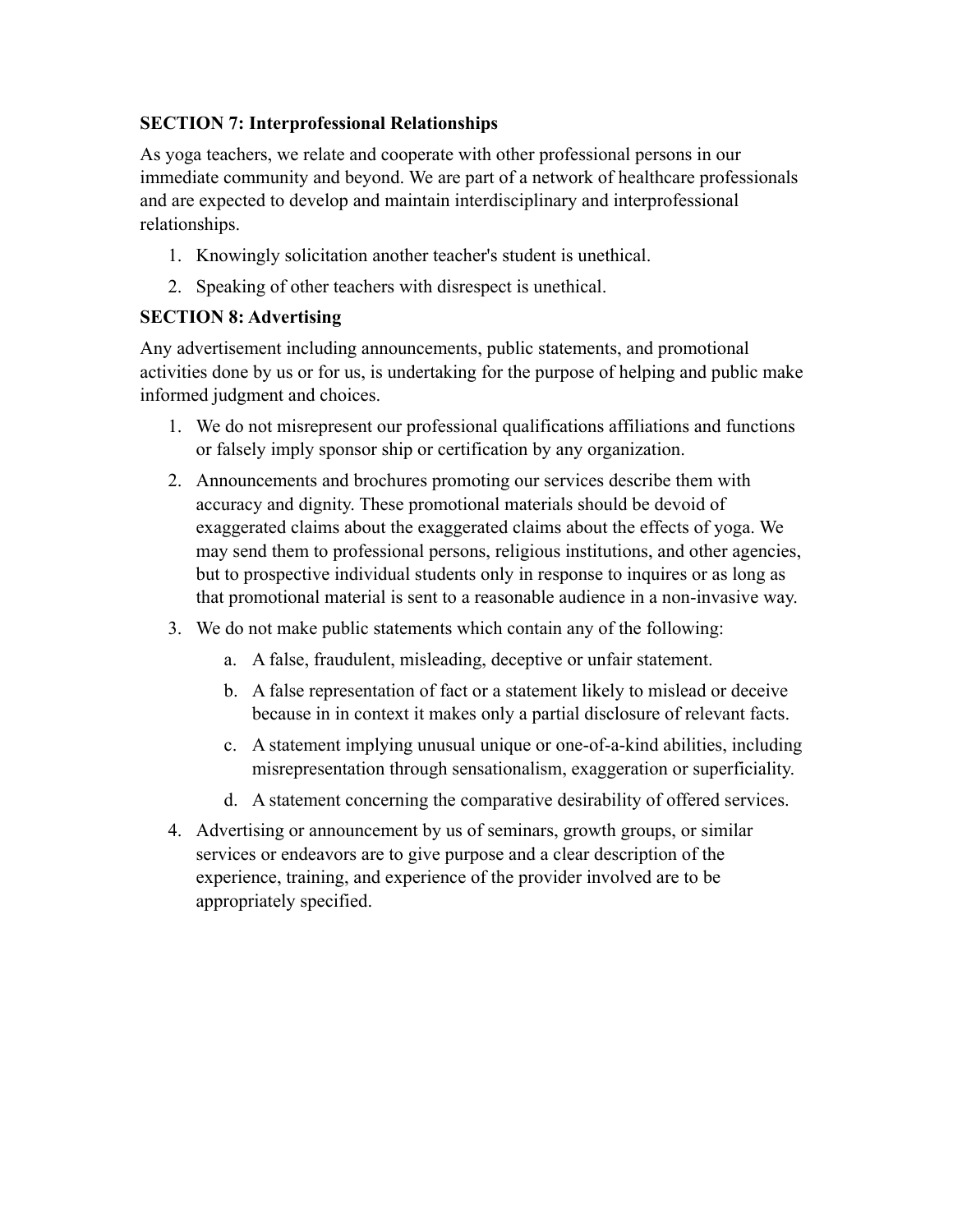**SECTION 7: Interprofessional Relationships**

As yoga teachers, we relate and cooperate with other professional persons in our immediate community and beyond. We are part of a network of healthcare professionals and are expected to develop and maintain interdisciplinary and interprofessional relationships.

1. Knowingly solicitation another teacher's student is unethical.
2. Speaking of other teachers with disrespect is unethical.

**SECTION 8: Advertising**

Any advertisement including announcements, public statements, and promotional activities done by us or for us, is undertaking for the purpose of helping and public make informed judgment and choices.

1. We do not misrepresent our professional qualifications affiliations and functions or falsely imply sponsor ship or certification by any organization.
2. Announcements and brochures promoting our services describe them with accuracy and dignity. These promotional materials should be devoid of exaggerated claims about the exaggerated claims about the effects of yoga. We may send them to professional persons, religious institutions, and other agencies, but to prospective individual students only in response to inquires or as long as that promotional material is sent to a reasonable audience in a non-invasive way.
3. We do not make public statements which contain any of the following:
    a. A false, fraudulent, misleading, deceptive or unfair statement.
    b. A false representation of fact or a statement likely to mislead or deceive because in in context it makes only a partial disclosure of relevant facts.
    c. A statement implying unusual unique or one-of-a-kind abilities, including misrepresentation through sensationalism, exaggeration or superficiality.
    d. A statement concerning the comparative desirability of offered services.
4. Advertising or announcement by us of seminars, growth groups, or similar services or endeavors are to give purpose and a clear description of the experience, training, and experience of the provider involved are to be appropriately specified.